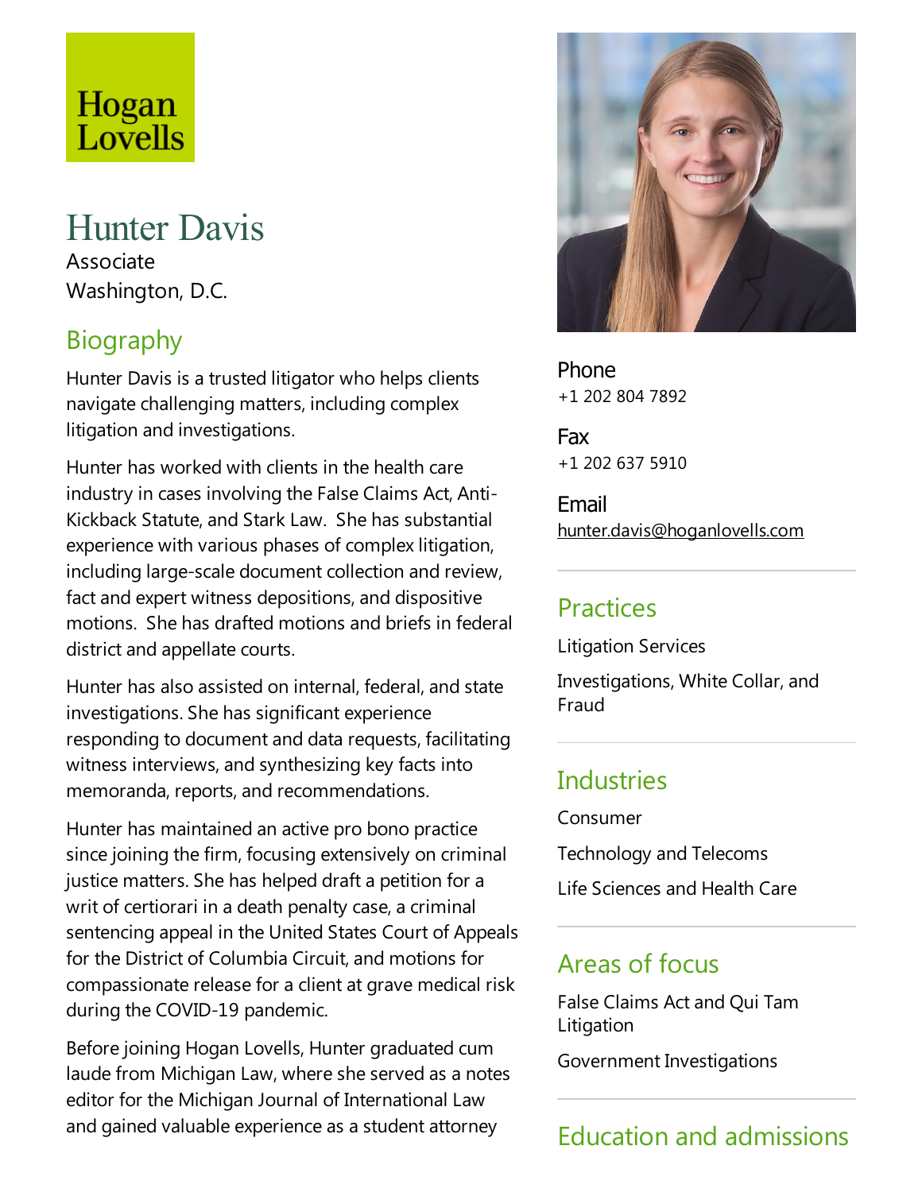Hogan Lovells

# Hunter Davis

Associate

Washington, D.C.

## Biography

Hunter Davis is a trusted litigator who helps clients navigate challenging matters, including complex litigation and investigations.

Hunter has worked with clients in the health care industry in cases involving the False Claims Act, Anti-Kickback Statute, and Stark Law. She has substantial experience with various phases of complex litigation, including large-scale document collection and review, fact and expert witness depositions, and dispositive motions. She has drafted motions and briefs in federal district and appellate courts.

Hunter has also assisted on internal, federal, and state investigations. She has significant experience responding to document and data requests, facilitating witness interviews, and synthesizing key facts into memoranda, reports, and recommendations.

Hunter has maintained an active pro bono practice since joining the firm, focusing extensively on criminal justice matters. She has helped draft a petition for a writ of certiorari in a death penalty case, a criminal sentencing appeal in the United States Court of Appeals for the District of Columbia Circuit, and motions for compassionate release for a client at grave medical risk during the COVID-19 pandemic.

Before joining Hogan Lovells, Hunter graduated cum laude from Michigan Law, where she served as a notes editor for the Michigan Journal of International Law and gained valuable experience as a student attorney

**Phone**
+1 202 804 7892

**Fax**
+1 202 637 5910

**Email**
hunter.davis@hoganlovells.com

## Practices

Litigation Services

Investigations, White Collar, and Fraud

## Industries

Consumer

Technology and Telecoms

Life Sciences and Health Care

## Areas of focus

False Claims Act and Qui Tam Litigation

Government Investigations

## Education and admissions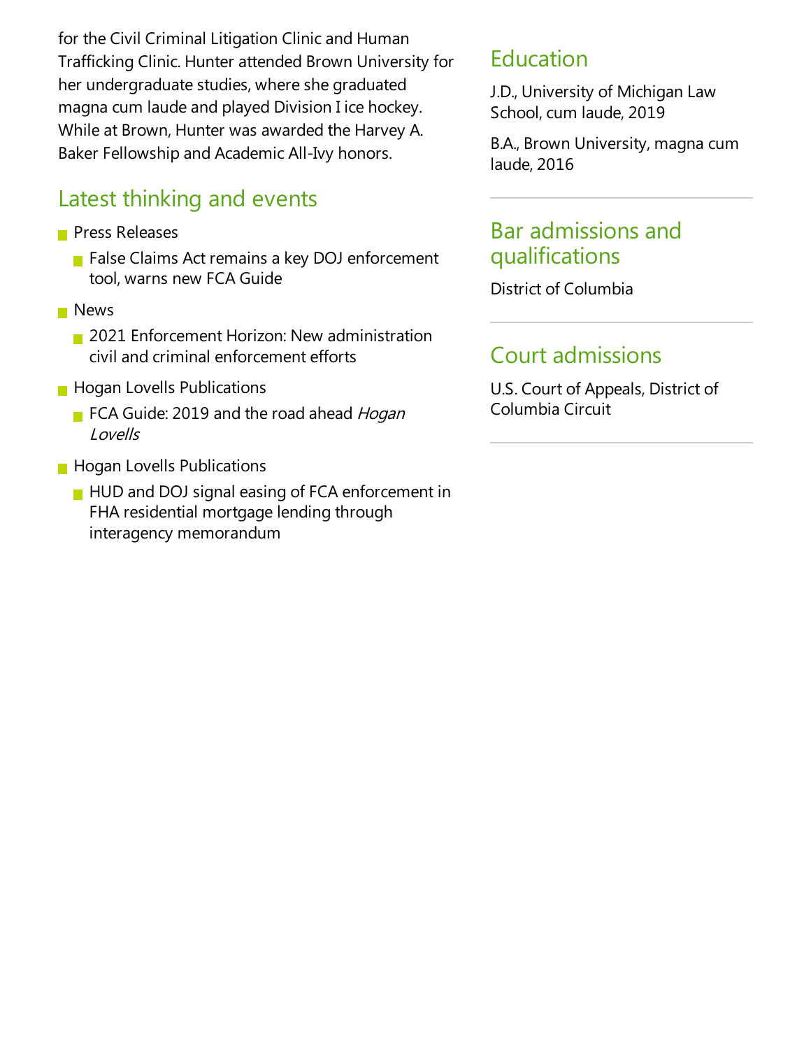for the Civil Criminal Litigation Clinic and Human Trafficking Clinic. Hunter attended Brown University for her undergraduate studies, where she graduated magna cum laude and played Division I ice hockey. While at Brown, Hunter was awarded the Harvey A. Baker Fellowship and Academic All-Ivy honors.

## Latest thinking and events

- Press Releases
  - False Claims Act remains a key DOJ enforcement tool, warns new FCA Guide
- News
  - 2021 Enforcement Horizon: New administration civil and criminal enforcement efforts
- Hogan Lovells Publications
  - FCA Guide: 2019 and the road ahead *Hogan Lovells*
- Hogan Lovells Publications
  - HUD and DOJ signal easing of FCA enforcement in FHA residential mortgage lending through interagency memorandum

## Education

J.D., University of Michigan Law School, cum laude, 2019

B.A., Brown University, magna cum laude, 2016

## Bar admissions and qualifications

District of Columbia

## Court admissions

U.S. Court of Appeals, District of Columbia Circuit